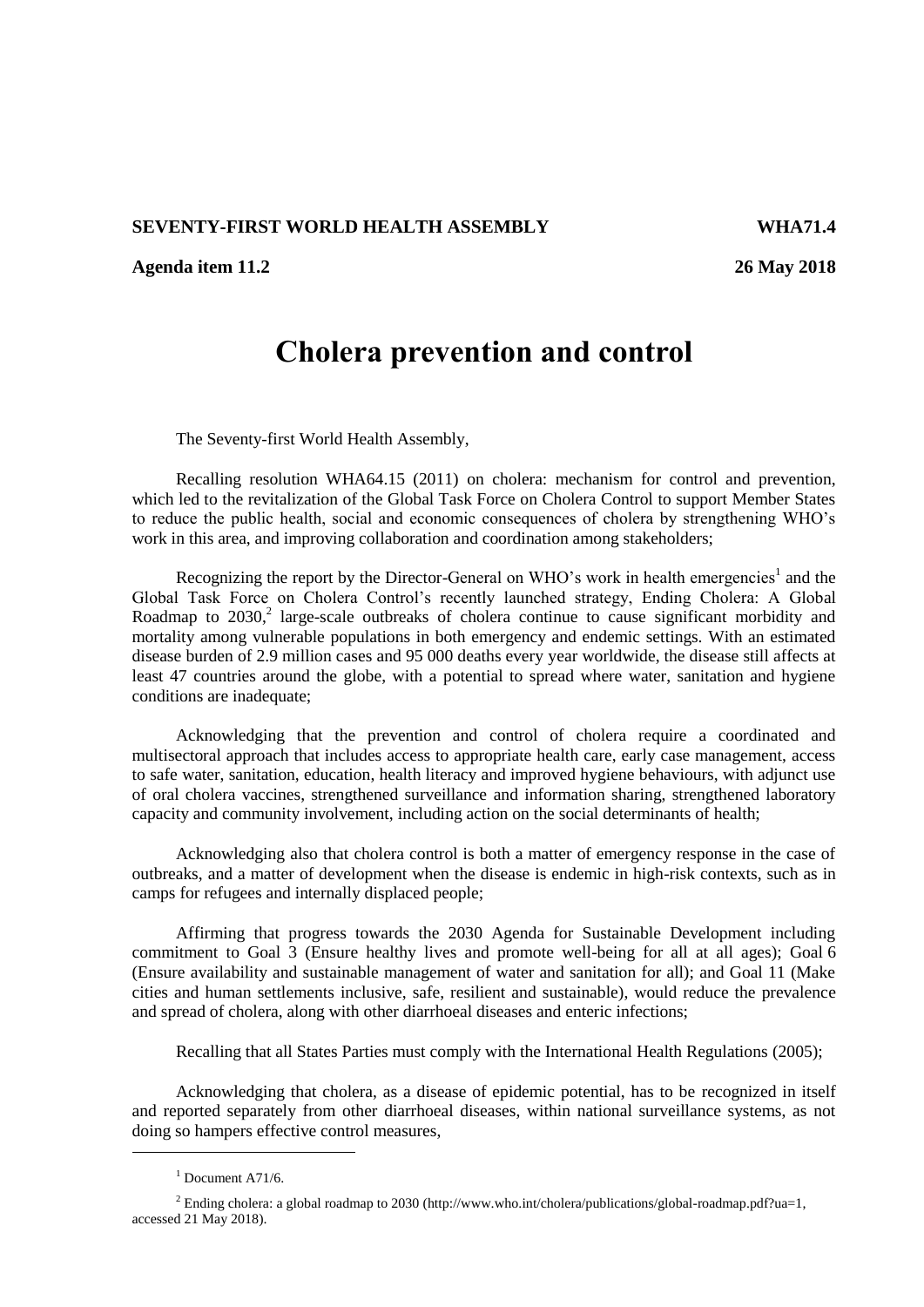**SEVENTY-FIRST WORLD HEALTH ASSEMBLY** **WHA71.4**

**Agenda item 11.2** **26 May 2018**

# Cholera prevention and control

The Seventy-first World Health Assembly,

Recalling resolution WHA64.15 (2011) on cholera: mechanism for control and prevention, which led to the revitalization of the Global Task Force on Cholera Control to support Member States to reduce the public health, social and economic consequences of cholera by strengthening WHO's work in this area, and improving collaboration and coordination among stakeholders;

Recognizing the report by the Director-General on WHO's work in health emergencies[1] and the Global Task Force on Cholera Control's recently launched strategy, Ending Cholera: A Global Roadmap to 2030,[2] large-scale outbreaks of cholera continue to cause significant morbidity and mortality among vulnerable populations in both emergency and endemic settings. With an estimated disease burden of 2.9 million cases and 95 000 deaths every year worldwide, the disease still affects at least 47 countries around the globe, with a potential to spread where water, sanitation and hygiene conditions are inadequate;

Acknowledging that the prevention and control of cholera require a coordinated and multisectoral approach that includes access to appropriate health care, early case management, access to safe water, sanitation, education, health literacy and improved hygiene behaviours, with adjunct use of oral cholera vaccines, strengthened surveillance and information sharing, strengthened laboratory capacity and community involvement, including action on the social determinants of health;

Acknowledging also that cholera control is both a matter of emergency response in the case of outbreaks, and a matter of development when the disease is endemic in high-risk contexts, such as in camps for refugees and internally displaced people;

Affirming that progress towards the 2030 Agenda for Sustainable Development including commitment to Goal 3 (Ensure healthy lives and promote well-being for all at all ages); Goal 6 (Ensure availability and sustainable management of water and sanitation for all); and Goal 11 (Make cities and human settlements inclusive, safe, resilient and sustainable), would reduce the prevalence and spread of cholera, along with other diarrhoeal diseases and enteric infections;

Recalling that all States Parties must comply with the International Health Regulations (2005);

Acknowledging that cholera, as a disease of epidemic potential, has to be recognized in itself and reported separately from other diarrhoeal diseases, within national surveillance systems, as not doing so hampers effective control measures,

---

[1] Document A71/6.

[2] Ending cholera: a global roadmap to 2030 (http://www.who.int/cholera/publications/global-roadmap.pdf?ua=1, accessed 21 May 2018).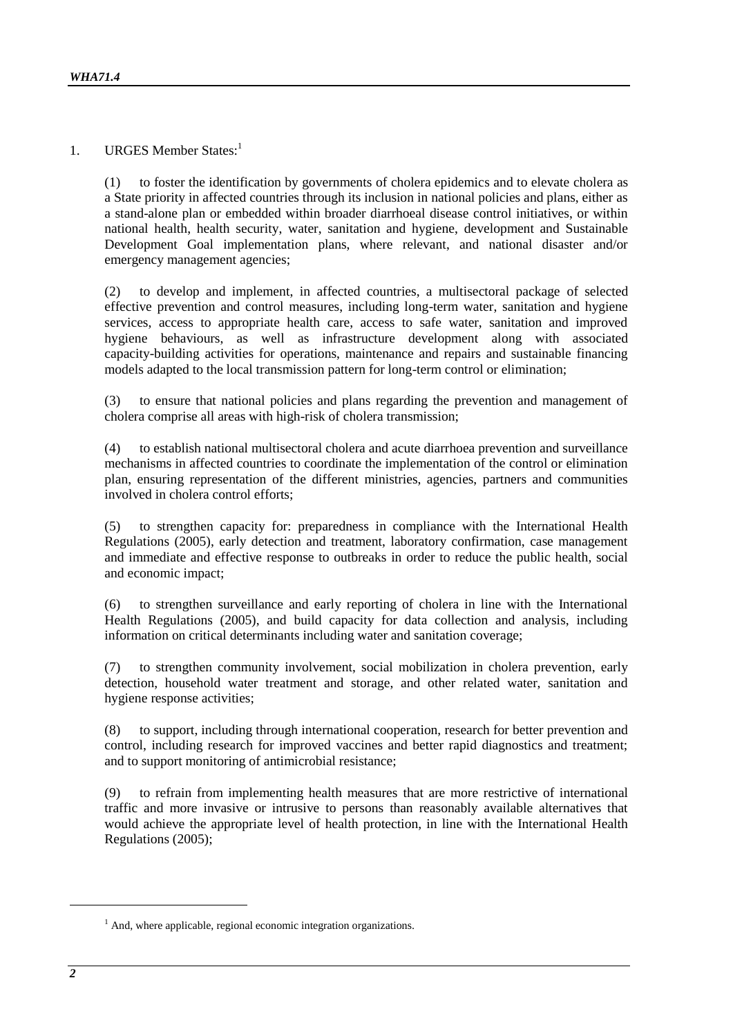1. URGES Member States:[1]

(1) to foster the identification by governments of cholera epidemics and to elevate cholera as a State priority in affected countries through its inclusion in national policies and plans, either as a stand-alone plan or embedded within broader diarrhoeal disease control initiatives, or within national health, health security, water, sanitation and hygiene, development and Sustainable Development Goal implementation plans, where relevant, and national disaster and/or emergency management agencies;

(2) to develop and implement, in affected countries, a multisectoral package of selected effective prevention and control measures, including long-term water, sanitation and hygiene services, access to appropriate health care, access to safe water, sanitation and improved hygiene behaviours, as well as infrastructure development along with associated capacity-building activities for operations, maintenance and repairs and sustainable financing models adapted to the local transmission pattern for long-term control or elimination;

(3) to ensure that national policies and plans regarding the prevention and management of cholera comprise all areas with high-risk of cholera transmission;

(4) to establish national multisectoral cholera and acute diarrhoea prevention and surveillance mechanisms in affected countries to coordinate the implementation of the control or elimination plan, ensuring representation of the different ministries, agencies, partners and communities involved in cholera control efforts;

(5) to strengthen capacity for: preparedness in compliance with the International Health Regulations (2005), early detection and treatment, laboratory confirmation, case management and immediate and effective response to outbreaks in order to reduce the public health, social and economic impact;

(6) to strengthen surveillance and early reporting of cholera in line with the International Health Regulations (2005), and build capacity for data collection and analysis, including information on critical determinants including water and sanitation coverage;

(7) to strengthen community involvement, social mobilization in cholera prevention, early detection, household water treatment and storage, and other related water, sanitation and hygiene response activities;

(8) to support, including through international cooperation, research for better prevention and control, including research for improved vaccines and better rapid diagnostics and treatment; and to support monitoring of antimicrobial resistance;

(9) to refrain from implementing health measures that are more restrictive of international traffic and more invasive or intrusive to persons than reasonably available alternatives that would achieve the appropriate level of health protection, in line with the International Health Regulations (2005);

---

[1] And, where applicable, regional economic integration organizations.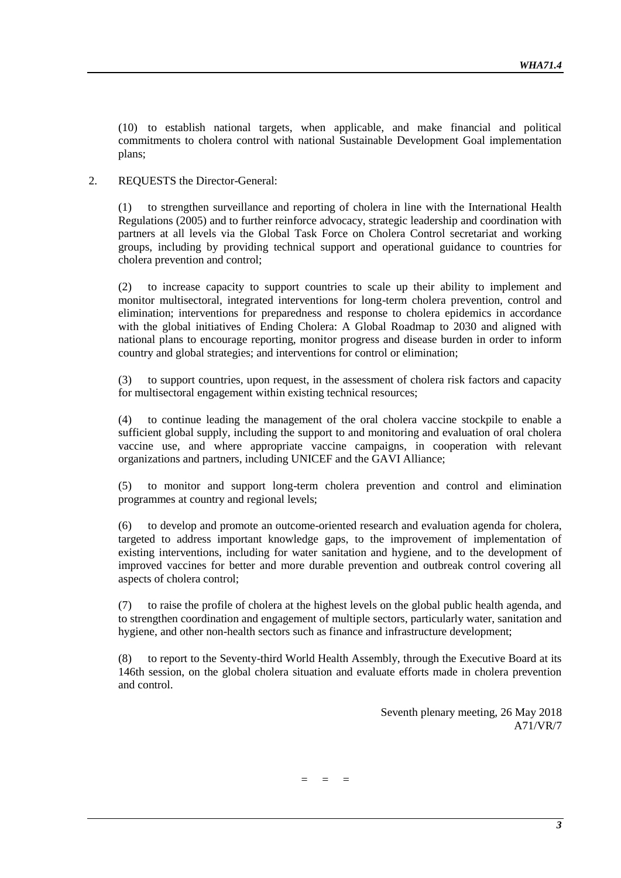(10) to establish national targets, when applicable, and make financial and political commitments to cholera control with national Sustainable Development Goal implementation plans;

2. REQUESTS the Director-General:

(1) to strengthen surveillance and reporting of cholera in line with the International Health Regulations (2005) and to further reinforce advocacy, strategic leadership and coordination with partners at all levels via the Global Task Force on Cholera Control secretariat and working groups, including by providing technical support and operational guidance to countries for cholera prevention and control;

(2) to increase capacity to support countries to scale up their ability to implement and monitor multisectoral, integrated interventions for long-term cholera prevention, control and elimination; interventions for preparedness and response to cholera epidemics in accordance with the global initiatives of Ending Cholera: A Global Roadmap to 2030 and aligned with national plans to encourage reporting, monitor progress and disease burden in order to inform country and global strategies; and interventions for control or elimination;

(3) to support countries, upon request, in the assessment of cholera risk factors and capacity for multisectoral engagement within existing technical resources;

(4) to continue leading the management of the oral cholera vaccine stockpile to enable a sufficient global supply, including the support to and monitoring and evaluation of oral cholera vaccine use, and where appropriate vaccine campaigns, in cooperation with relevant organizations and partners, including UNICEF and the GAVI Alliance;

(5) to monitor and support long-term cholera prevention and control and elimination programmes at country and regional levels;

(6) to develop and promote an outcome-oriented research and evaluation agenda for cholera, targeted to address important knowledge gaps, to the improvement of implementation of existing interventions, including for water sanitation and hygiene, and to the development of improved vaccines for better and more durable prevention and outbreak control covering all aspects of cholera control;

(7) to raise the profile of cholera at the highest levels on the global public health agenda, and to strengthen coordination and engagement of multiple sectors, particularly water, sanitation and hygiene, and other non-health sectors such as finance and infrastructure development;

(8) to report to the Seventy-third World Health Assembly, through the Executive Board at its 146th session, on the global cholera situation and evaluate efforts made in cholera prevention and control.

Seventh plenary meeting, 26 May 2018
A71/VR/7

= = =